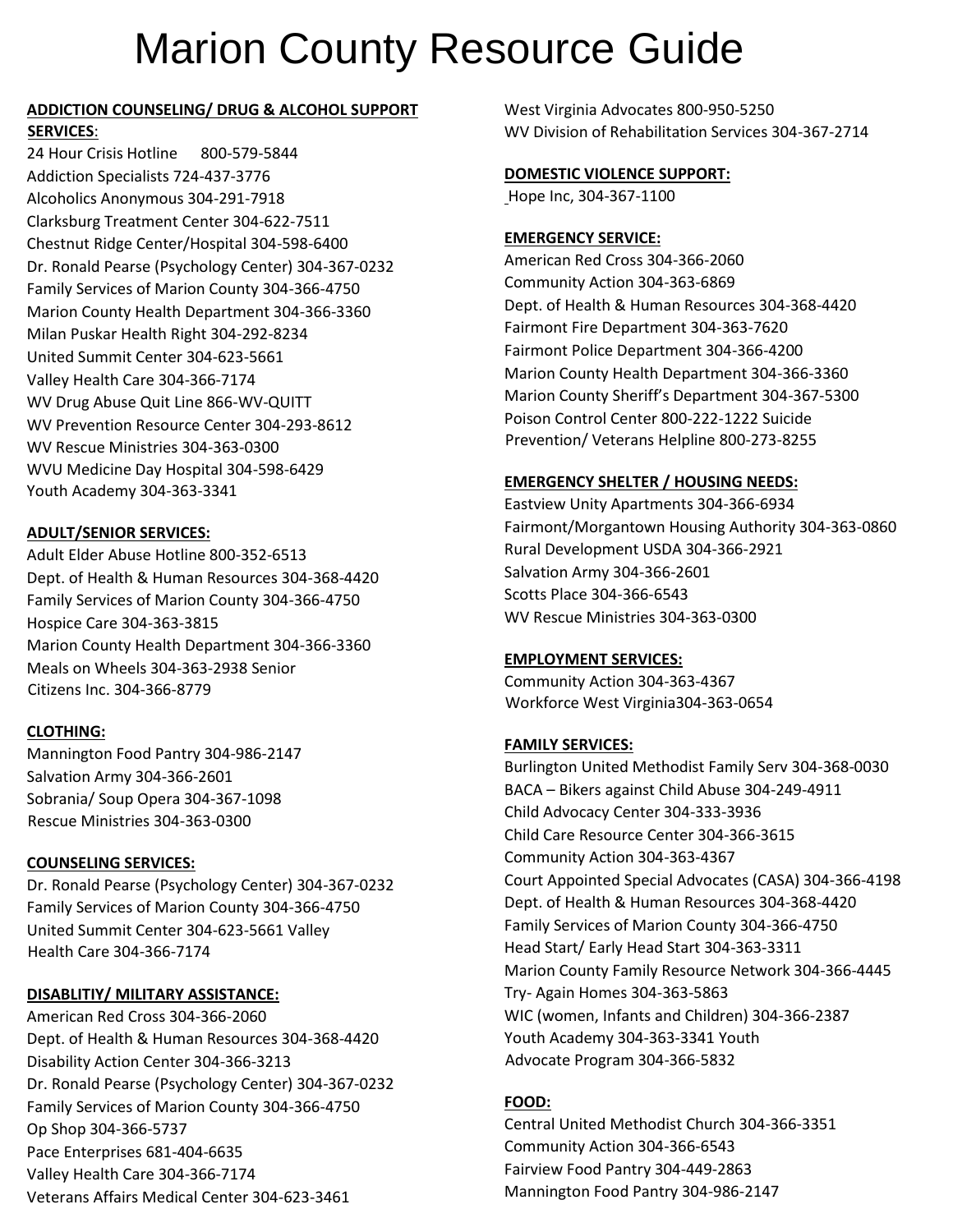# Marion County Resource Guide

**ADDICTION COUNSELING/ DRUG & ALCOHOL SUPPORT SERVICES**:

24 Hour Crisis Hotline 800-579-5844
Addiction Specialists 724-437-3776
Alcoholics Anonymous 304-291-7918
Clarksburg Treatment Center 304-622-7511
Chestnut Ridge Center/Hospital 304-598-6400
Dr. Ronald Pearse (Psychology Center) 304-367-0232
Family Services of Marion County 304-366-4750
Marion County Health Department 304-366-3360
Milan Puskar Health Right 304-292-8234
United Summit Center 304-623-5661
Valley Health Care 304-366-7174
WV Drug Abuse Quit Line 866-WV-QUITT
WV Prevention Resource Center 304-293-8612
WV Rescue Ministries 304-363-0300
WVU Medicine Day Hospital 304-598-6429
Youth Academy 304-363-3341

**ADULT/SENIOR SERVICES:**

Adult Elder Abuse Hotline 800-352-6513
Dept. of Health & Human Resources 304-368-4420
Family Services of Marion County 304-366-4750
Hospice Care 304-363-3815
Marion County Health Department 304-366-3360
Meals on Wheels 304-363-2938 Senior Citizens Inc. 304-366-8779

**CLOTHING:**

Mannington Food Pantry 304-986-2147
Salvation Army 304-366-2601
Sobrania/ Soup Opera 304-367-1098
Rescue Ministries 304-363-0300

**COUNSELING SERVICES:**

Dr. Ronald Pearse (Psychology Center) 304-367-0232
Family Services of Marion County 304-366-4750
United Summit Center 304-623-5661 Valley Health Care 304-366-7174

**DISABLITIY/ MILITARY ASSISTANCE:**

American Red Cross 304-366-2060
Dept. of Health & Human Resources 304-368-4420
Disability Action Center 304-366-3213
Dr. Ronald Pearse (Psychology Center) 304-367-0232
Family Services of Marion County 304-366-4750
Op Shop 304-366-5737
Pace Enterprises 681-404-6635
Valley Health Care 304-366-7174
Veterans Affairs Medical Center 304-623-3461
West Virginia Advocates 800-950-5250
WV Division of Rehabilitation Services 304-367-2714

**DOMESTIC VIOLENCE SUPPORT:**

Hope Inc, 304-367-1100

**EMERGENCY SERVICE:**

American Red Cross 304-366-2060
Community Action 304-363-6869
Dept. of Health & Human Resources 304-368-4420
Fairmont Fire Department 304-363-7620
Fairmont Police Department 304-366-4200
Marion County Health Department 304-366-3360
Marion County Sheriff's Department 304-367-5300
Poison Control Center 800-222-1222 Suicide Prevention/ Veterans Helpline 800-273-8255

**EMERGENCY SHELTER / HOUSING NEEDS:**

Eastview Unity Apartments 304-366-6934
Fairmont/Morgantown Housing Authority 304-363-0860
Rural Development USDA 304-366-2921
Salvation Army 304-366-2601
Scotts Place 304-366-6543
WV Rescue Ministries 304-363-0300

**EMPLOYMENT SERVICES:**

Community Action 304-363-4367
Workforce West Virginia304-363-0654

**FAMILY SERVICES:**

Burlington United Methodist Family Serv 304-368-0030
BACA – Bikers against Child Abuse 304-249-4911
Child Advocacy Center 304-333-3936
Child Care Resource Center 304-366-3615
Community Action 304-363-4367
Court Appointed Special Advocates (CASA) 304-366-4198
Dept. of Health & Human Resources 304-368-4420
Family Services of Marion County 304-366-4750
Head Start/ Early Head Start 304-363-3311
Marion County Family Resource Network 304-366-4445
Try- Again Homes 304-363-5863
WIC (women, Infants and Children) 304-366-2387
Youth Academy 304-363-3341 Youth Advocate Program 304-366-5832

**FOOD:**

Central United Methodist Church 304-366-3351
Community Action 304-366-6543
Fairview Food Pantry 304-449-2863
Mannington Food Pantry 304-986-2147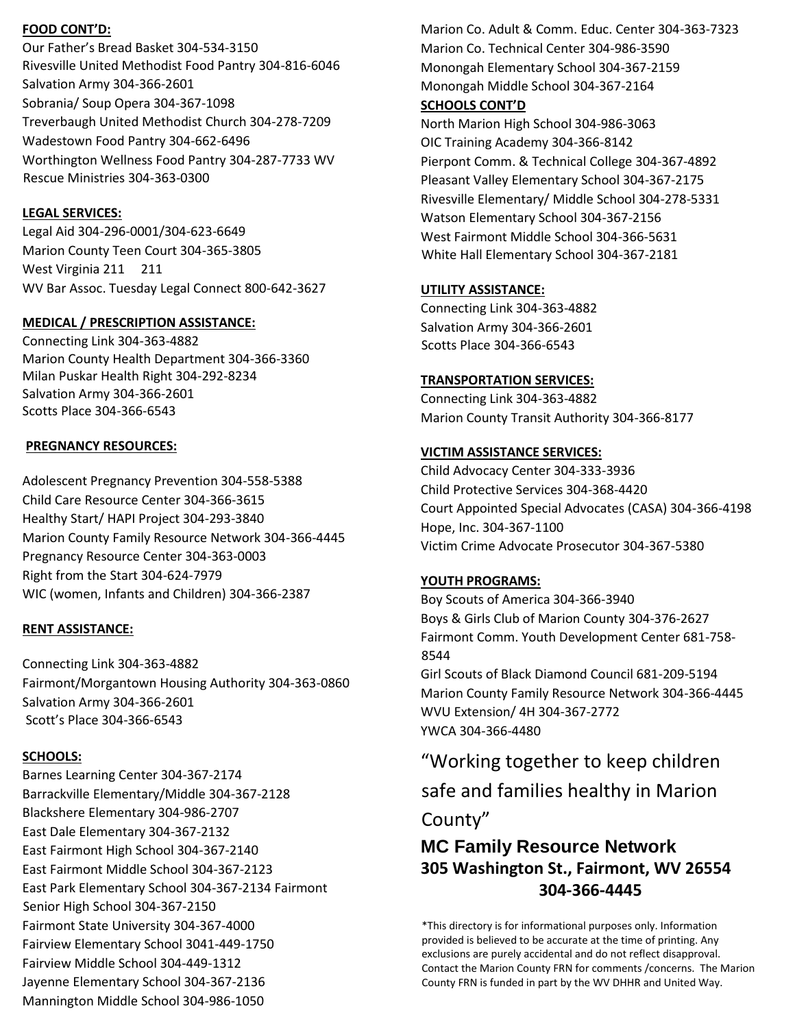**FOOD CONT'D:**

Our Father's Bread Basket 304-534-3150
Rivesville United Methodist Food Pantry 304-816-6046
Salvation Army 304-366-2601
Sobrania/ Soup Opera 304-367-1098
Treverbaugh United Methodist Church 304-278-7209
Wadestown Food Pantry 304-662-6496
Worthington Wellness Food Pantry 304-287-7733 WV Rescue Ministries 304-363-0300

**LEGAL SERVICES:**

Legal Aid 304-296-0001/304-623-6649
Marion County Teen Court 304-365-3805
West Virginia 211 211
WV Bar Assoc. Tuesday Legal Connect 800-642-3627

**MEDICAL / PRESCRIPTION ASSISTANCE:**

Connecting Link 304-363-4882
Marion County Health Department 304-366-3360
Milan Puskar Health Right 304-292-8234
Salvation Army 304-366-2601
Scotts Place 304-366-6543

**PREGNANCY RESOURCES:**

Adolescent Pregnancy Prevention 304-558-5388
Child Care Resource Center 304-366-3615
Healthy Start/ HAPI Project 304-293-3840
Marion County Family Resource Network 304-366-4445
Pregnancy Resource Center 304-363-0003
Right from the Start 304-624-7979
WIC (women, Infants and Children) 304-366-2387

**RENT ASSISTANCE:**

Connecting Link 304-363-4882
Fairmont/Morgantown Housing Authority 304-363-0860
Salvation Army 304-366-2601
Scott's Place 304-366-6543

**SCHOOLS:**

Barnes Learning Center 304-367-2174
Barrackville Elementary/Middle 304-367-2128
Blackshere Elementary 304-986-2707
East Dale Elementary 304-367-2132
East Fairmont High School 304-367-2140
East Fairmont Middle School 304-367-2123
East Park Elementary School 304-367-2134 Fairmont Senior High School 304-367-2150
Fairmont State University 304-367-4000
Fairview Elementary School 3041-449-1750
Fairview Middle School 304-449-1312
Jayenne Elementary School 304-367-2136
Mannington Middle School 304-986-1050
Marion Co. Adult & Comm. Educ. Center 304-363-7323
Marion Co. Technical Center 304-986-3590
Monongah Elementary School 304-367-2159
Monongah Middle School 304-367-2164

**SCHOOLS CONT'D**

North Marion High School 304-986-3063
OIC Training Academy 304-366-8142
Pierpont Comm. & Technical College 304-367-4892
Pleasant Valley Elementary School 304-367-2175
Rivesville Elementary/ Middle School 304-278-5331
Watson Elementary School 304-367-2156
West Fairmont Middle School 304-366-5631
White Hall Elementary School 304-367-2181

**UTILITY ASSISTANCE:**

Connecting Link 304-363-4882
Salvation Army 304-366-2601
Scotts Place 304-366-6543

**TRANSPORTATION SERVICES:**

Connecting Link 304-363-4882
Marion County Transit Authority 304-366-8177

**VICTIM ASSISTANCE SERVICES:**

Child Advocacy Center 304-333-3936
Child Protective Services 304-368-4420
Court Appointed Special Advocates (CASA) 304-366-4198
Hope, Inc. 304-367-1100
Victim Crime Advocate Prosecutor 304-367-5380

**YOUTH PROGRAMS:**

Boy Scouts of America 304-366-3940
Boys & Girls Club of Marion County 304-376-2627
Fairmont Comm. Youth Development Center 681-758-8544
Girl Scouts of Black Diamond Council 681-209-5194
Marion County Family Resource Network 304-366-4445
WVU Extension/ 4H 304-367-2772
YWCA 304-366-4480

"Working together to keep children safe and families healthy in Marion County"

**MC Family Resource Network**
**305 Washington St., Fairmont, WV 26554**
**304-366-4445**

*This directory is for informational purposes only. Information provided is believed to be accurate at the time of printing. Any exclusions are purely accidental and do not reflect disapproval. Contact the Marion County FRN for comments /concerns. The Marion County FRN is funded in part by the WV DHHR and United Way.